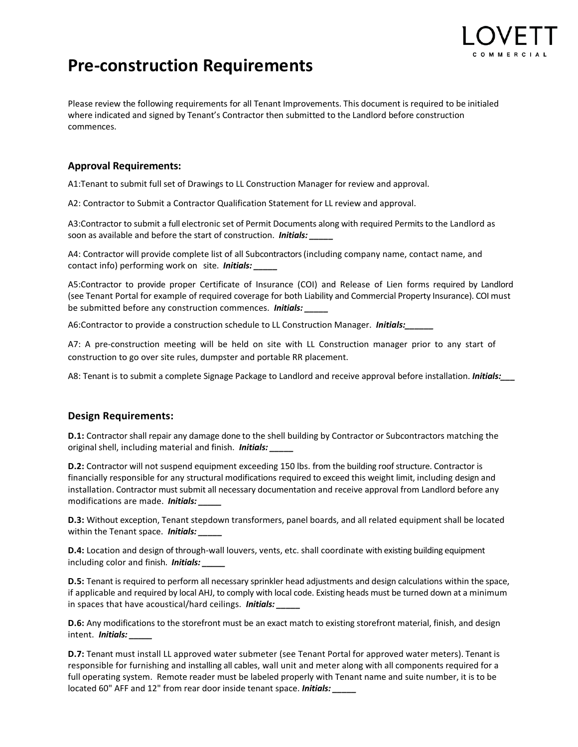LOVETT COMMERCIAL

# Pre-construction Requirements

Please review the following requirements for all Tenant Improvements. This document is required to be initialed where indicated and signed by Tenant's Contractor then submitted to the Landlord before construction commences.

## Approval Requirements:

A1:Tenant to submit full set of Drawings to LL Construction Manager for review and approval.

A2: Contractor to Submit a Contractor Qualification Statement for LL review and approval.

A3:Contractor to submit a full electronic set of Permit Documents along with required Permits to the Landlord as soon as available and before the start of construction. ***Initials: _____***

A4: Contractor will provide complete list of all Subcontractors (including company name, contact name, and contact info) performing work on site. ***Initials: _____***

A5:Contractor to provide proper Certificate of Insurance (COI) and Release of Lien forms required by Landlord (see Tenant Portal for example of required coverage for both Liability and Commercial Property Insurance). COI must be submitted before any construction commences. ***Initials: _____***

A6:Contractor to provide a construction schedule to LL Construction Manager. ***Initials:______***

A7: A pre-construction meeting will be held on site with LL Construction manager prior to any start of construction to go over site rules, dumpster and portable RR placement.

A8: Tenant is to submit a complete Signage Package to Landlord and receive approval before installation. ***Initials:___***

## Design Requirements:

**D.1:** Contractor shall repair any damage done to the shell building by Contractor or Subcontractors matching the original shell, including material and finish. ***Initials: _____***

**D.2:** Contractor will not suspend equipment exceeding 150 lbs. from the building roof structure. Contractor is financially responsible for any structural modifications required to exceed this weight limit, including design and installation. Contractor must submit all necessary documentation and receive approval from Landlord before any modifications are made. ***Initials: _____***

**D.3:** Without exception, Tenant stepdown transformers, panel boards, and all related equipment shall be located within the Tenant space. ***Initials: _____***

**D.4:** Location and design of through-wall louvers, vents, etc. shall coordinate with existing building equipment including color and finish. ***Initials: _____***

**D.5:** Tenant is required to perform all necessary sprinkler head adjustments and design calculations within the space, if applicable and required by local AHJ, to comply with local code. Existing heads must be turned down at a minimum in spaces that have acoustical/hard ceilings. ***Initials: _____***

**D.6:** Any modifications to the storefront must be an exact match to existing storefront material, finish, and design intent. ***Initials: _____***

**D.7:** Tenant must install LL approved water submeter (see Tenant Portal for approved water meters). Tenant is responsible for furnishing and installing all cables, wall unit and meter along with all components required for a full operating system. Remote reader must be labeled properly with Tenant name and suite number, it is to be located 60" AFF and 12" from rear door inside tenant space. ***Initials: _____***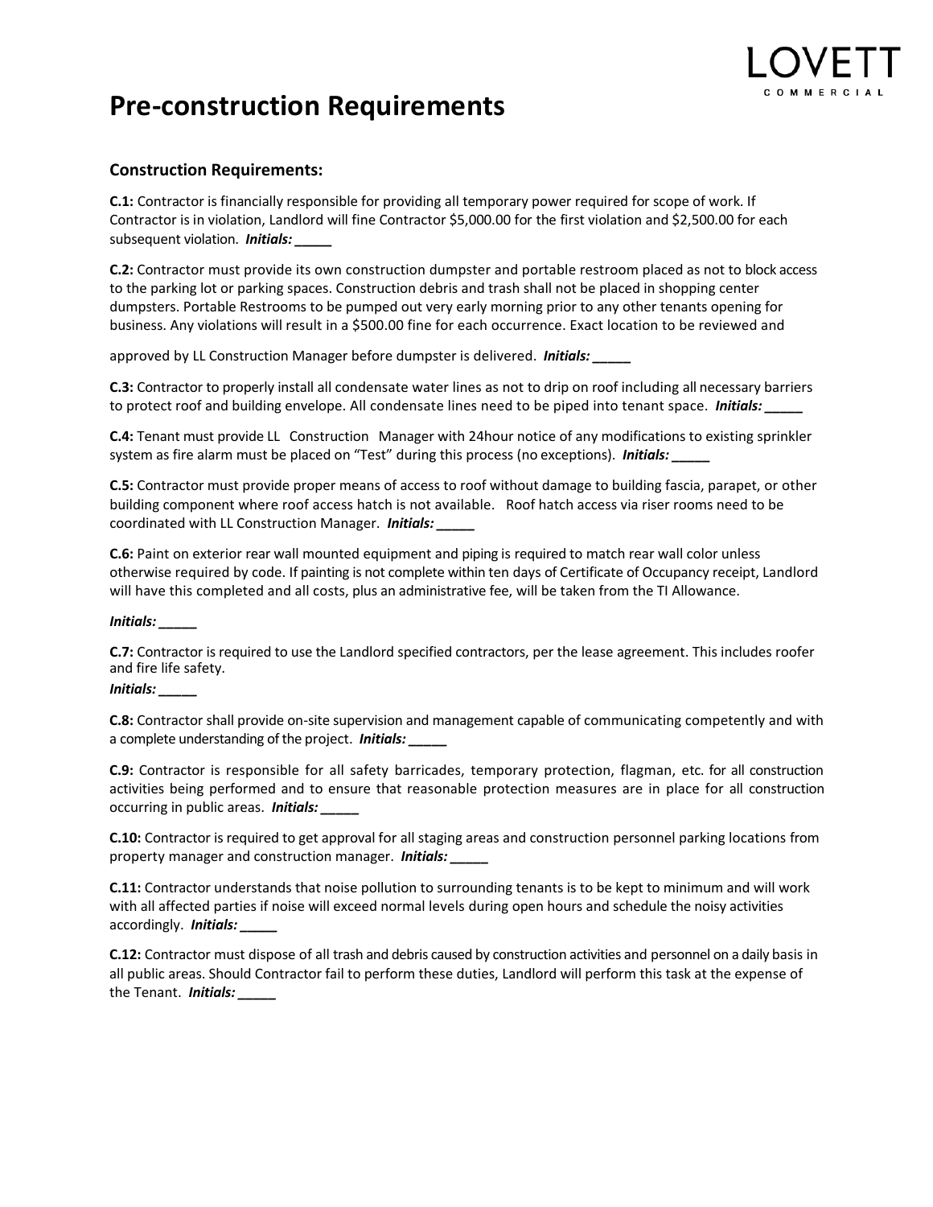# Pre-construction Requirements

### Construction Requirements:

**C.1:** Contractor is financially responsible for providing all temporary power required for scope of work. If Contractor is in violation, Landlord will fine Contractor $5,000.00 for the first violation and $2,500.00 for each subsequent violation. ***Initials: _____***

**C.2:** Contractor must provide its own construction dumpster and portable restroom placed as not to block access to the parking lot or parking spaces. Construction debris and trash shall not be placed in shopping center dumpsters. Portable Restrooms to be pumped out very early morning prior to any other tenants opening for business. Any violations will result in a $500.00 fine for each occurrence. Exact location to be reviewed and approved by LL Construction Manager before dumpster is delivered. ***Initials: _____***

**C.3:** Contractor to properly install all condensate water lines as not to drip on roof including all necessary barriers to protect roof and building envelope. All condensate lines need to be piped into tenant space. ***Initials: _____***

**C.4:** Tenant must provide LL Construction Manager with 24hour notice of any modifications to existing sprinkler system as fire alarm must be placed on "Test" during this process (no exceptions). ***Initials: _____***

**C.5:** Contractor must provide proper means of access to roof without damage to building fascia, parapet, or other building component where roof access hatch is not available. Roof hatch access via riser rooms need to be coordinated with LL Construction Manager. ***Initials: _____***

**C.6:** Paint on exterior rear wall mounted equipment and piping is required to match rear wall color unless otherwise required by code. If painting is not complete within ten days of Certificate of Occupancy receipt, Landlord will have this completed and all costs, plus an administrative fee, will be taken from the TI Allowance.

***Initials: _____***

**C.7:** Contractor is required to use the Landlord specified contractors, per the lease agreement. This includes roofer and fire life safety.
***Initials: _____***

**C.8:** Contractor shall provide on-site supervision and management capable of communicating competently and with a complete understanding of the project. ***Initials: _____***

**C.9:** Contractor is responsible for all safety barricades, temporary protection, flagman, etc. for all construction activities being performed and to ensure that reasonable protection measures are in place for all construction occurring in public areas. ***Initials: _____***

**C.10:** Contractor is required to get approval for all staging areas and construction personnel parking locations from property manager and construction manager. ***Initials: _____***

**C.11:** Contractor understands that noise pollution to surrounding tenants is to be kept to minimum and will work with all affected parties if noise will exceed normal levels during open hours and schedule the noisy activities accordingly. ***Initials: _____***

**C.12:** Contractor must dispose of all trash and debris caused by construction activities and personnel on a daily basis in all public areas. Should Contractor fail to perform these duties, Landlord will perform this task at the expense of the Tenant. ***Initials: _____***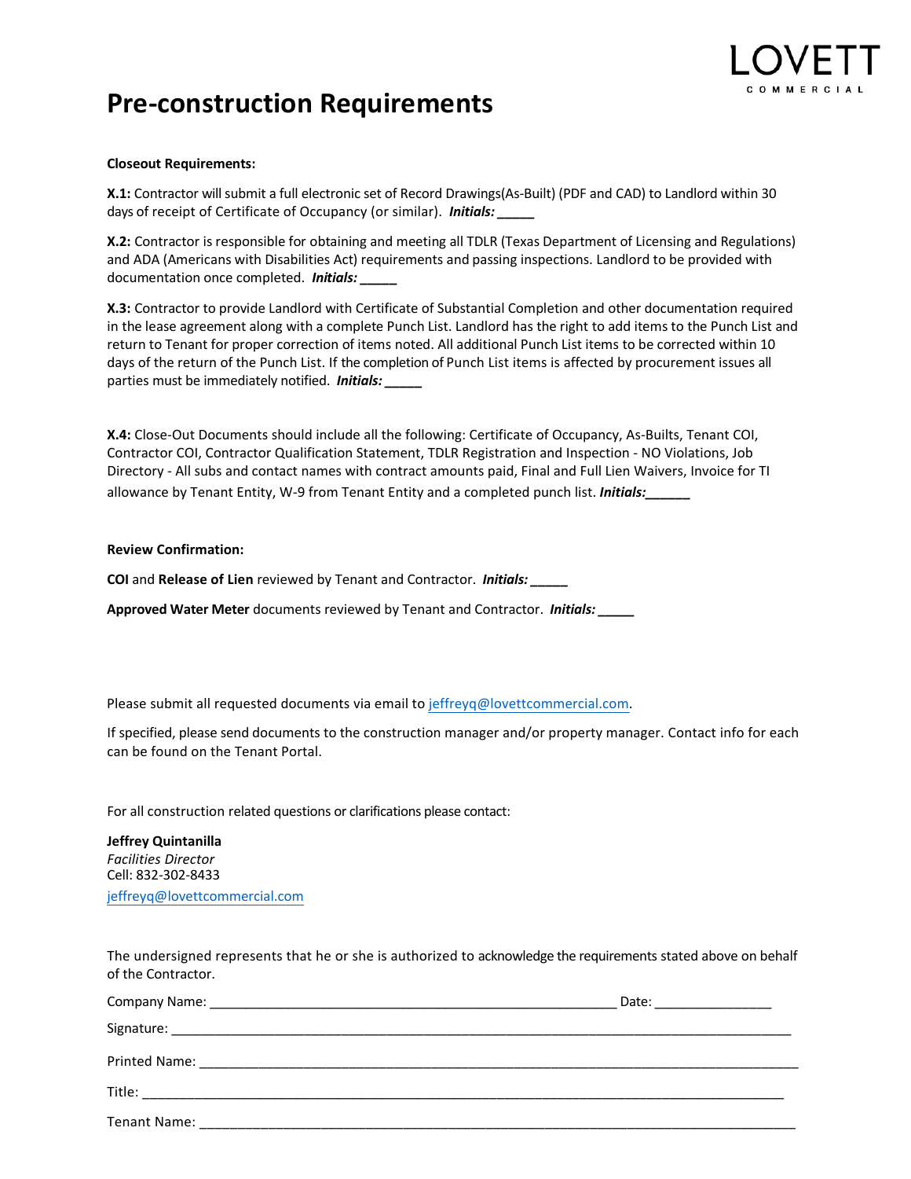LOVETT
COMMERCIAL

# Pre-construction Requirements

**Closeout Requirements:**

**X.1:** Contractor will submit a full electronic set of Record Drawings(As-Built) (PDF and CAD) to Landlord within 30 days of receipt of Certificate of Occupancy (or similar). ***Initials:*** _____

**X.2:** Contractor is responsible for obtaining and meeting all TDLR (Texas Department of Licensing and Regulations) and ADA (Americans with Disabilities Act) requirements and passing inspections. Landlord to be provided with documentation once completed. ***Initials:*** _____

**X.3:** Contractor to provide Landlord with Certificate of Substantial Completion and other documentation required in the lease agreement along with a complete Punch List. Landlord has the right to add items to the Punch List and return to Tenant for proper correction of items noted. All additional Punch List items to be corrected within 10 days of the return of the Punch List. If the completion of Punch List items is affected by procurement issues all parties must be immediately notified. ***Initials:*** _____

**X.4:** Close-Out Documents should include all the following: Certificate of Occupancy, As-Builts, Tenant COI, Contractor COI, Contractor Qualification Statement, TDLR Registration and Inspection - NO Violations, Job Directory - All subs and contact names with contract amounts paid, Final and Full Lien Waivers, Invoice for TI allowance by Tenant Entity, W-9 from Tenant Entity and a completed punch list. ***Initials:***______

**Review Confirmation:**

**COI** and **Release of Lien** reviewed by Tenant and Contractor. ***Initials:*** _____

**Approved Water Meter** documents reviewed by Tenant and Contractor. ***Initials:*** _____

Please submit all requested documents via email to jeffreyq@lovettcommercial.com.

If specified, please send documents to the construction manager and/or property manager. Contact info for each can be found on the Tenant Portal.

For all construction related questions or clarifications please contact:

**Jeffrey Quintanilla**
*Facilities Director*
Cell: 832-302-8433
jeffreyq@lovettcommercial.com

The undersigned represents that he or she is authorized to acknowledge the requirements stated above on behalf of the Contractor.

Company Name: ____________________________________________________ Date: ________________

Signature: ________________________________________________________________________________

Printed Name: ____________________________________________________________________________

Title: ____________________________________________________________________________________

Tenant Name: _____________________________________________________________________________